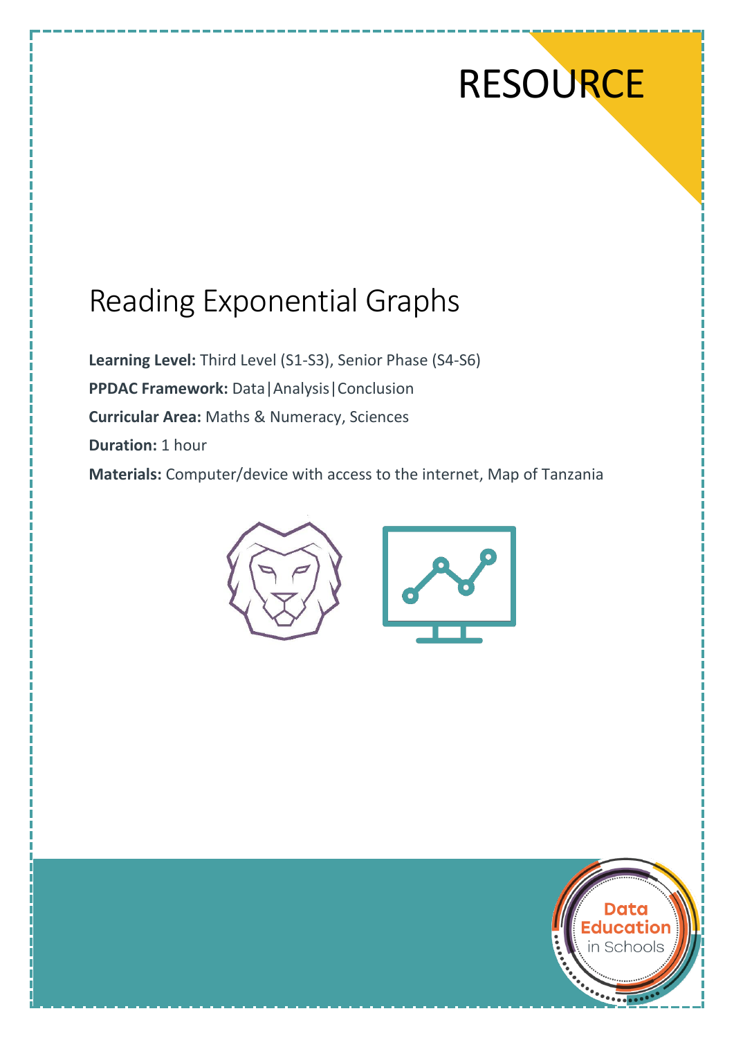RESOURCE

# Reading Exponential Graphs

**Learning Level:** Third Level (S1-S3), Senior Phase (S4-S6)

**PPDAC Framework:** Data|Analysis|Conclusion

**Curricular Area:** Maths & Numeracy, Sciences

**Duration:** 1 hour

**Materials:** Computer/device with access to the internet, Map of Tanzania

Data Education in Schools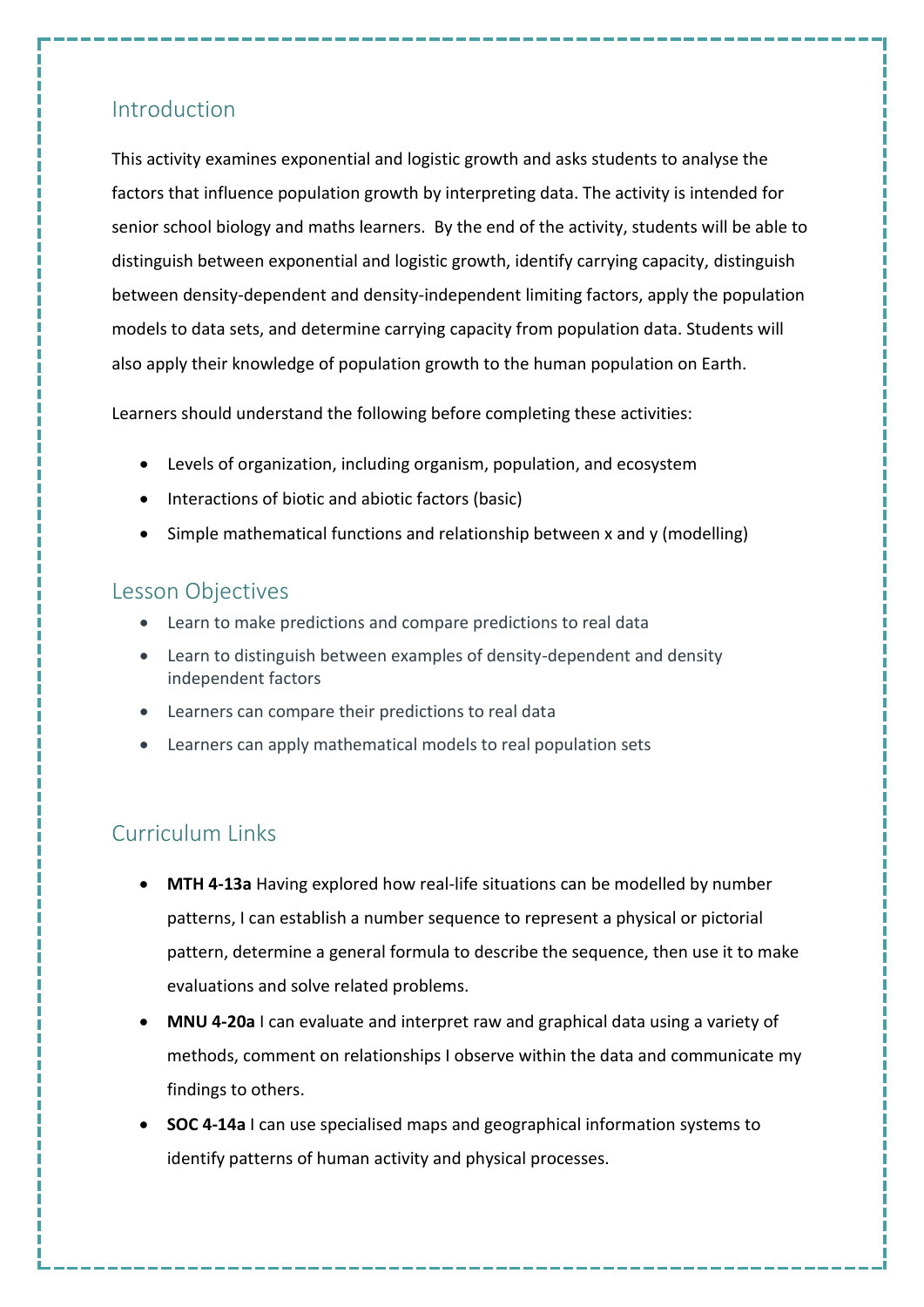## Introduction

This activity examines exponential and logistic growth and asks students to analyse the factors that influence population growth by interpreting data. The activity is intended for senior school biology and maths learners. By the end of the activity, students will be able to distinguish between exponential and logistic growth, identify carrying capacity, distinguish between density-dependent and density-independent limiting factors, apply the population models to data sets, and determine carrying capacity from population data. Students will also apply their knowledge of population growth to the human population on Earth.

Learners should understand the following before completing these activities:

- Levels of organization, including organism, population, and ecosystem
- Interactions of biotic and abiotic factors (basic)
- Simple mathematical functions and relationship between x and y (modelling)

## Lesson Objectives

- Learn to make predictions and compare predictions to real data
- Learn to distinguish between examples of density-dependent and density independent factors
- Learners can compare their predictions to real data
- Learners can apply mathematical models to real population sets

## Curriculum Links

- **MTH 4-13a** Having explored how real-life situations can be modelled by number patterns, I can establish a number sequence to represent a physical or pictorial pattern, determine a general formula to describe the sequence, then use it to make evaluations and solve related problems.
- **MNU 4-20a** I can evaluate and interpret raw and graphical data using a variety of methods, comment on relationships I observe within the data and communicate my findings to others.
- **SOC 4-14a** I can use specialised maps and geographical information systems to identify patterns of human activity and physical processes.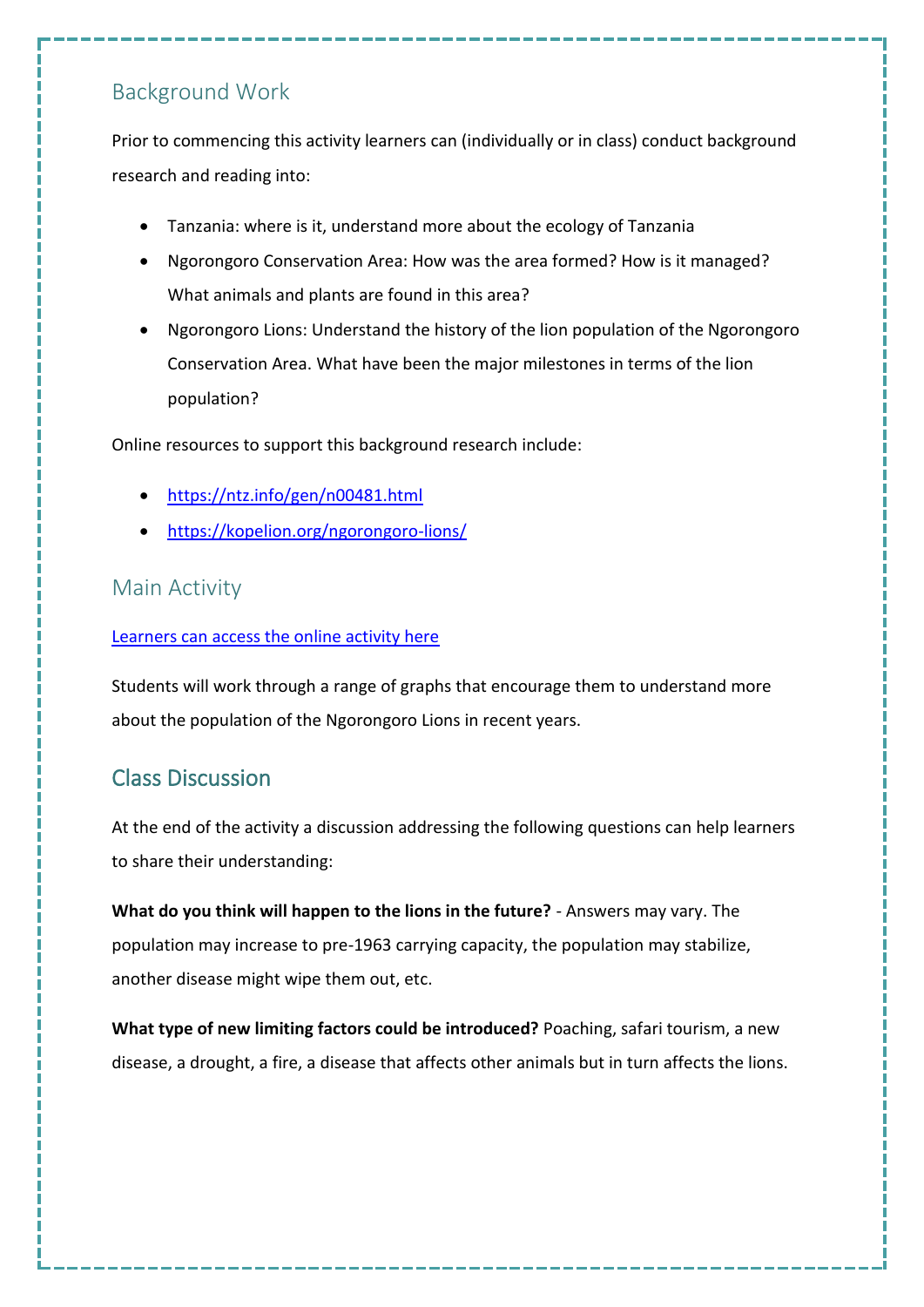## Background Work

Prior to commencing this activity learners can (individually or in class) conduct background research and reading into:

- Tanzania: where is it, understand more about the ecology of Tanzania
- Ngorongoro Conservation Area: How was the area formed? How is it managed? What animals and plants are found in this area?
- Ngorongoro Lions: Understand the history of the lion population of the Ngorongoro Conservation Area. What have been the major milestones in terms of the lion population?

Online resources to support this background research include:

- https://ntz.info/gen/n00481.html
- https://kopelion.org/ngorongoro-lions/

## Main Activity

Learners can access the online activity here

Students will work through a range of graphs that encourage them to understand more about the population of the Ngorongoro Lions in recent years.

## Class Discussion

At the end of the activity a discussion addressing the following questions can help learners to share their understanding:

**What do you think will happen to the lions in the future?** - Answers may vary. The population may increase to pre-1963 carrying capacity, the population may stabilize, another disease might wipe them out, etc.

**What type of new limiting factors could be introduced?** Poaching, safari tourism, a new disease, a drought, a fire, a disease that affects other animals but in turn affects the lions.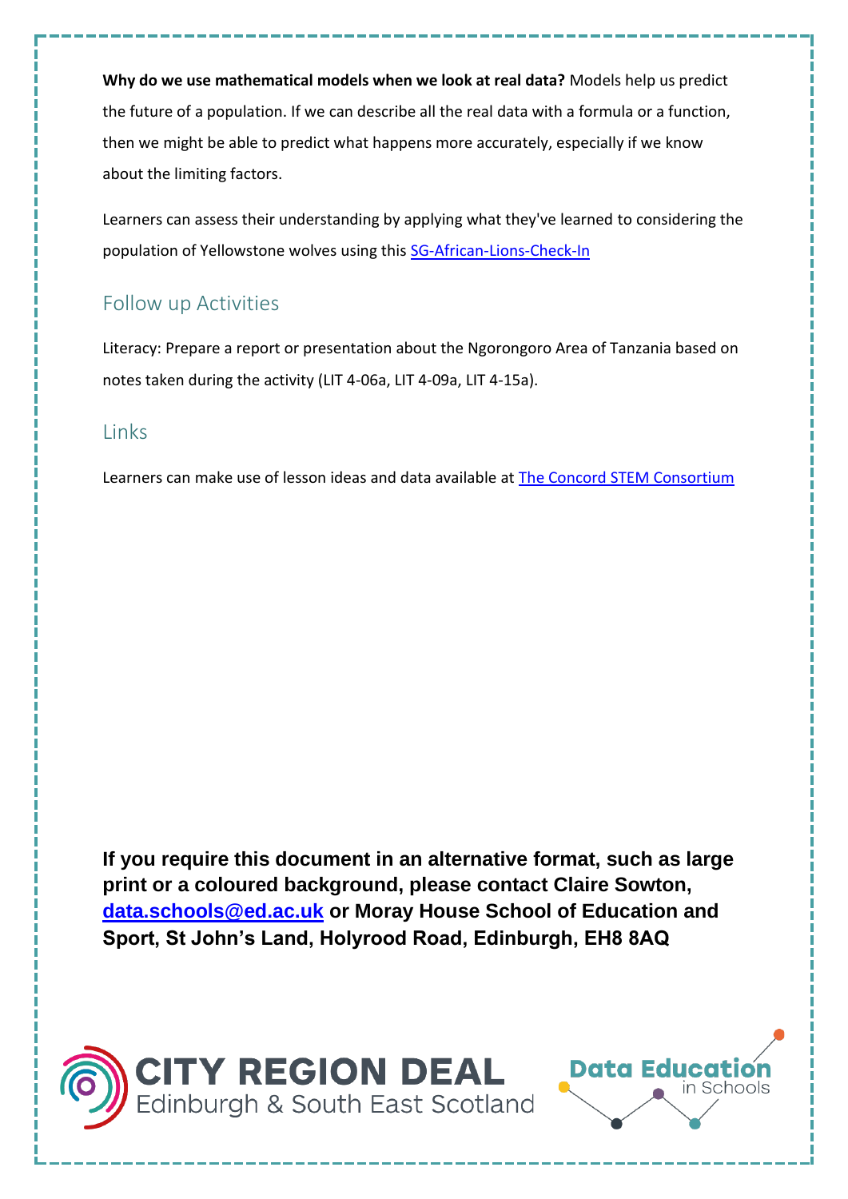**Why do we use mathematical models when we look at real data?** Models help us predict the future of a population. If we can describe all the real data with a formula or a function, then we might be able to predict what happens more accurately, especially if we know about the limiting factors.

Learners can assess their understanding by applying what they've learned to considering the population of Yellowstone wolves using this SG-African-Lions-Check-In

## Follow up Activities

Literacy: Prepare a report or presentation about the Ngorongoro Area of Tanzania based on notes taken during the activity (LIT 4-06a, LIT 4-09a, LIT 4-15a).

## Links

Learners can make use of lesson ideas and data available at The Concord STEM Consortium

**If you require this document in an alternative format, such as large print or a coloured background, please contact Claire Sowton, data.schools@ed.ac.uk or Moray House School of Education and Sport, St John's Land, Holyrood Road, Edinburgh, EH8 8AQ**

CITY REGION DEAL
Edinburgh & South East Scotland

Data Education
in Schools